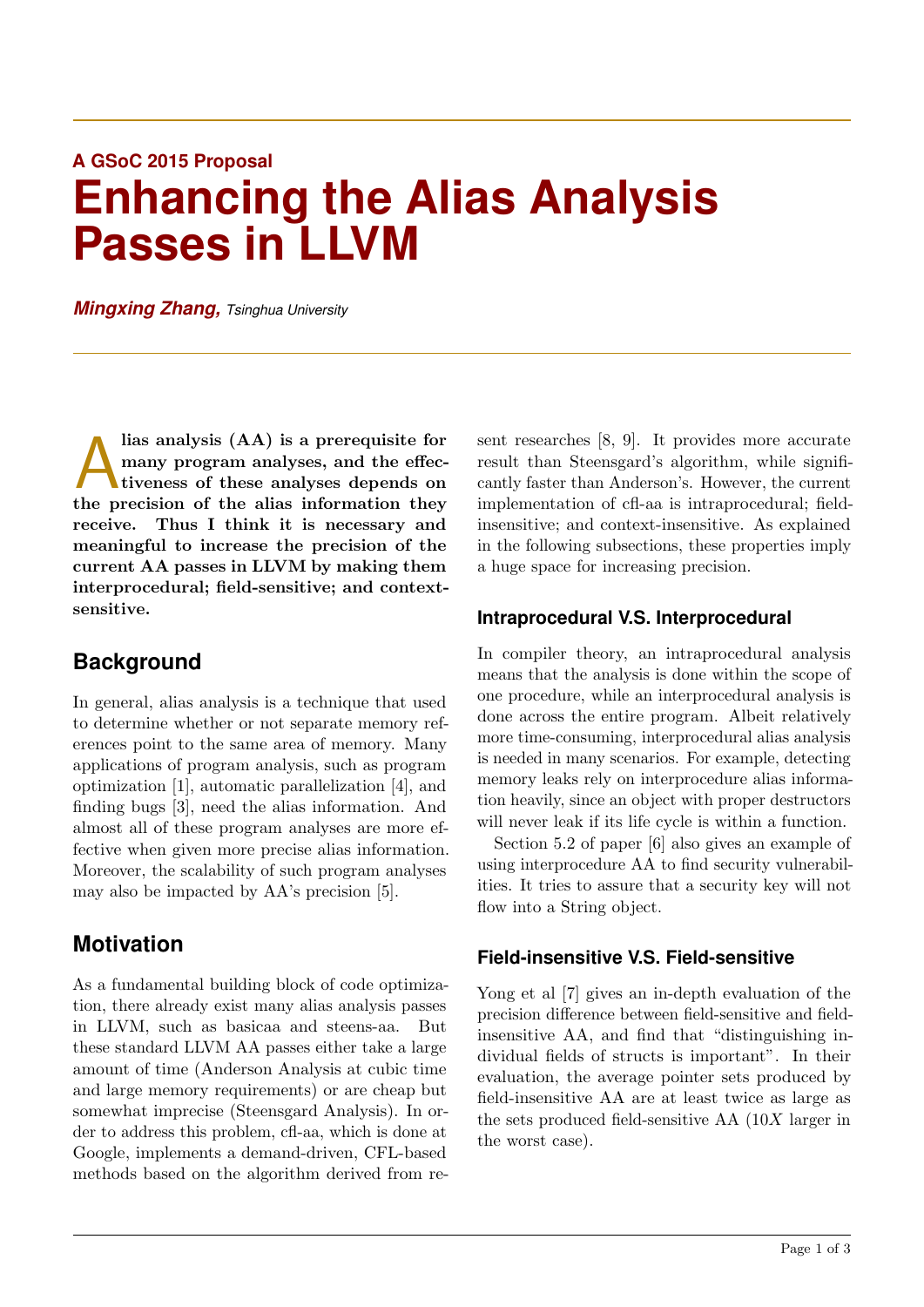A GSoC 2015 Proposal

# Enhancing the Alias Analysis Passes in LLVM

***Mingxing Zhang,*** *Tsinghua University*

---

**Alias analysis (AA) is a prerequisite for many program analyses, and the effectiveness of these analyses depends on the precision of the alias information they receive. Thus I think it is necessary and meaningful to increase the precision of the current AA passes in LLVM by making them interprocedural; field-sensitive; and context-sensitive.**

## Background

In general, alias analysis is a technique that used to determine whether or not separate memory references point to the same area of memory. Many applications of program analysis, such as program optimization [1], automatic parallelization [4], and finding bugs [3], need the alias information. And almost all of these program analyses are more effective when given more precise alias information. Moreover, the scalability of such program analyses may also be impacted by AA's precision [5].

## Motivation

As a fundamental building block of code optimization, there already exist many alias analysis passes in LLVM, such as basicaa and steens-aa. But these standard LLVM AA passes either take a large amount of time (Anderson Analysis at cubic time and large memory requirements) or are cheap but somewhat imprecise (Steensgard Analysis). In order to address this problem, cfl-aa, which is done at Google, implements a demand-driven, CFL-based methods based on the algorithm derived from present researches [8, 9]. It provides more accurate result than Steensgard's algorithm, while significantly faster than Anderson's. However, the current implementation of cfl-aa is intraprocedural; field-insensitive; and context-insensitive. As explained in the following subsections, these properties imply a huge space for increasing precision.

### Intraprocedural V.S. Interprocedural

In compiler theory, an intraprocedural analysis means that the analysis is done within the scope of one procedure, while an interprocedural analysis is done across the entire program. Albeit relatively more time-consuming, interprocedural alias analysis is needed in many scenarios. For example, detecting memory leaks rely on interprocedure alias information heavily, since an object with proper destructors will never leak if its life cycle is within a function.

Section 5.2 of paper [6] also gives an example of using interprocedure AA to find security vulnerabilities. It tries to assure that a security key will not flow into a String object.

### Field-insensitive V.S. Field-sensitive

Yong et al [7] gives an in-depth evaluation of the precision difference between field-sensitive and field-insensitive AA, and find that "distinguishing individual fields of structs is important". In their evaluation, the average pointer sets produced by field-insensitive AA are at least twice as large as the sets produced field-sensitive AA ($10X$ larger in the worst case).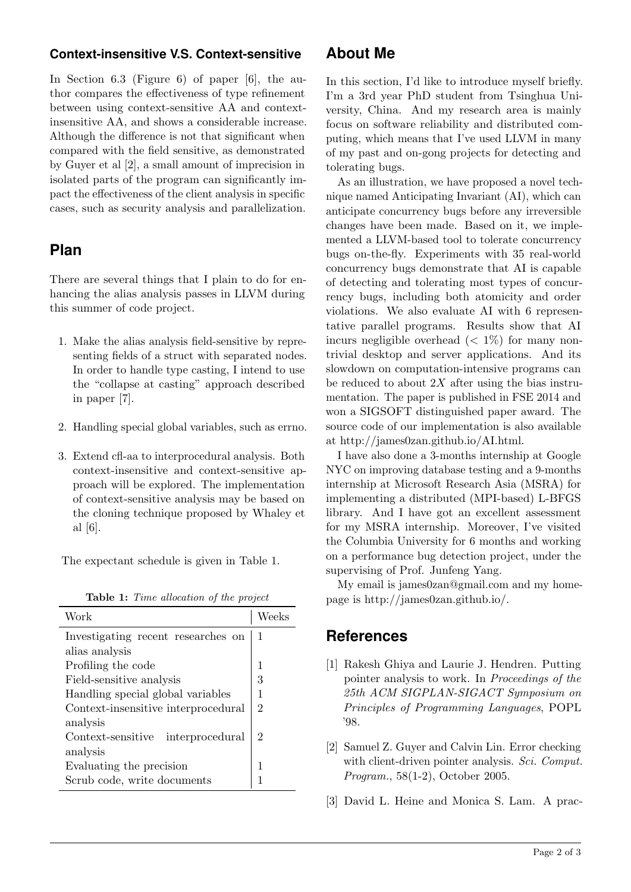### Context-insensitive V.S. Context-sensitive

In Section 6.3 (Figure 6) of paper [6], the author compares the effectiveness of type refinement between using context-sensitive AA and context-insensitive AA, and shows a considerable increase. Although the difference is not that significant when compared with the field sensitive, as demonstrated by Guyer et al [2], a small amount of imprecision in isolated parts of the program can significantly impact the effectiveness of the client analysis in specific cases, such as security analysis and parallelization.

## Plan

There are several things that I plain to do for enhancing the alias analysis passes in LLVM during this summer of code project.

1. Make the alias analysis field-sensitive by representing fields of a struct with separated nodes. In order to handle type casting, I intend to use the "collapse at casting" approach described in paper [7].

2. Handling special global variables, such as errno.

3. Extend cfl-aa to interprocedural analysis. Both context-insensitive and context-sensitive approach will be explored. The implementation of context-sensitive analysis may be based on the cloning technique proposed by Whaley et al [6].

The expectant schedule is given in Table 1.

**Table 1:** *Time allocation of the project*

| Work | Weeks |
|---|---|
| Investigating recent researches on alias analysis | 1 |
| Profiling the code | 1 |
| Field-sensitive analysis | 3 |
| Handling special global variables | 1 |
| Context-insensitive interprocedural analysis | 2 |
| Context-sensitive interprocedural analysis | 2 |
| Evaluating the precision | 1 |
| Scrub code, write documents | 1 |

## About Me

In this section, I'd like to introduce myself briefly. I'm a 3rd year PhD student from Tsinghua University, China. And my research area is mainly focus on software reliability and distributed computing, which means that I've used LLVM in many of my past and on-gong projects for detecting and tolerating bugs.

As an illustration, we have proposed a novel technique named Anticipating Invariant (AI), which can anticipate concurrency bugs before any irreversible changes have been made. Based on it, we implemented a LLVM-based tool to tolerate concurrency bugs on-the-fly. Experiments with 35 real-world concurrency bugs demonstrate that AI is capable of detecting and tolerating most types of concurrency bugs, including both atomicity and order violations. We also evaluate AI with 6 representative parallel programs. Results show that AI incurs negligible overhead ($< 1\%$) for many nontrivial desktop and server applications. And its slowdown on computation-intensive programs can be reduced to about $2X$ after using the bias instrumentation. The paper is published in FSE 2014 and won a SIGSOFT distinguished paper award. The source code of our implementation is also available at http://james0zan.github.io/AI.html.

I have also done a 3-months internship at Google NYC on improving database testing and a 9-months internship at Microsoft Research Asia (MSRA) for implementing a distributed (MPI-based) L-BFGS library. And I have got an excellent assessment for my MSRA internship. Moreover, I've visited the Columbia University for 6 months and working on a performance bug detection project, under the supervising of Prof. Junfeng Yang.

My email is james0zan@gmail.com and my homepage is http://james0zan.github.io/.

## References

[1] Rakesh Ghiya and Laurie J. Hendren. Putting pointer analysis to work. In *Proceedings of the 25th ACM SIGPLAN-SIGACT Symposium on Principles of Programming Languages*, POPL '98.

[2] Samuel Z. Guyer and Calvin Lin. Error checking with client-driven pointer analysis. *Sci. Comput. Program.*, 58(1-2), October 2005.

[3] David L. Heine and Monica S. Lam. A prac-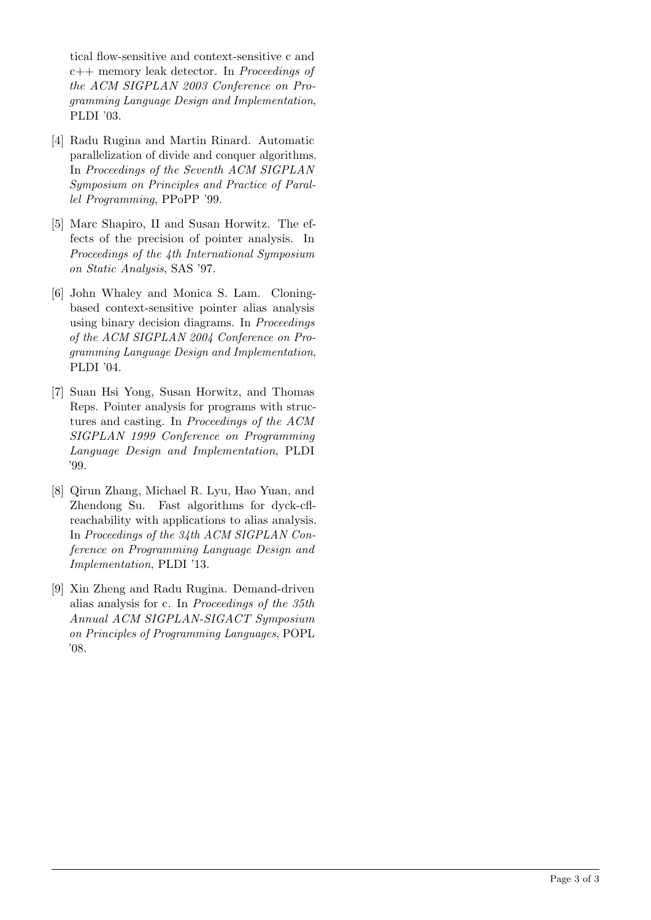tical flow-sensitive and context-sensitive c and c++ memory leak detector. In *Proceedings of the ACM SIGPLAN 2003 Conference on Programming Language Design and Implementation*, PLDI '03.

[4] Radu Rugina and Martin Rinard. Automatic parallelization of divide and conquer algorithms. In *Proceedings of the Seventh ACM SIGPLAN Symposium on Principles and Practice of Parallel Programming*, PPoPP '99.

[5] Marc Shapiro, II and Susan Horwitz. The effects of the precision of pointer analysis. In *Proceedings of the 4th International Symposium on Static Analysis*, SAS '97.

[6] John Whaley and Monica S. Lam. Cloning-based context-sensitive pointer alias analysis using binary decision diagrams. In *Proceedings of the ACM SIGPLAN 2004 Conference on Programming Language Design and Implementation*, PLDI '04.

[7] Suan Hsi Yong, Susan Horwitz, and Thomas Reps. Pointer analysis for programs with structures and casting. In *Proceedings of the ACM SIGPLAN 1999 Conference on Programming Language Design and Implementation*, PLDI '99.

[8] Qirun Zhang, Michael R. Lyu, Hao Yuan, and Zhendong Su. Fast algorithms for dyck-cfl-reachability with applications to alias analysis. In *Proceedings of the 34th ACM SIGPLAN Conference on Programming Language Design and Implementation*, PLDI '13.

[9] Xin Zheng and Radu Rugina. Demand-driven alias analysis for c. In *Proceedings of the 35th Annual ACM SIGPLAN-SIGACT Symposium on Principles of Programming Languages*, POPL '08.